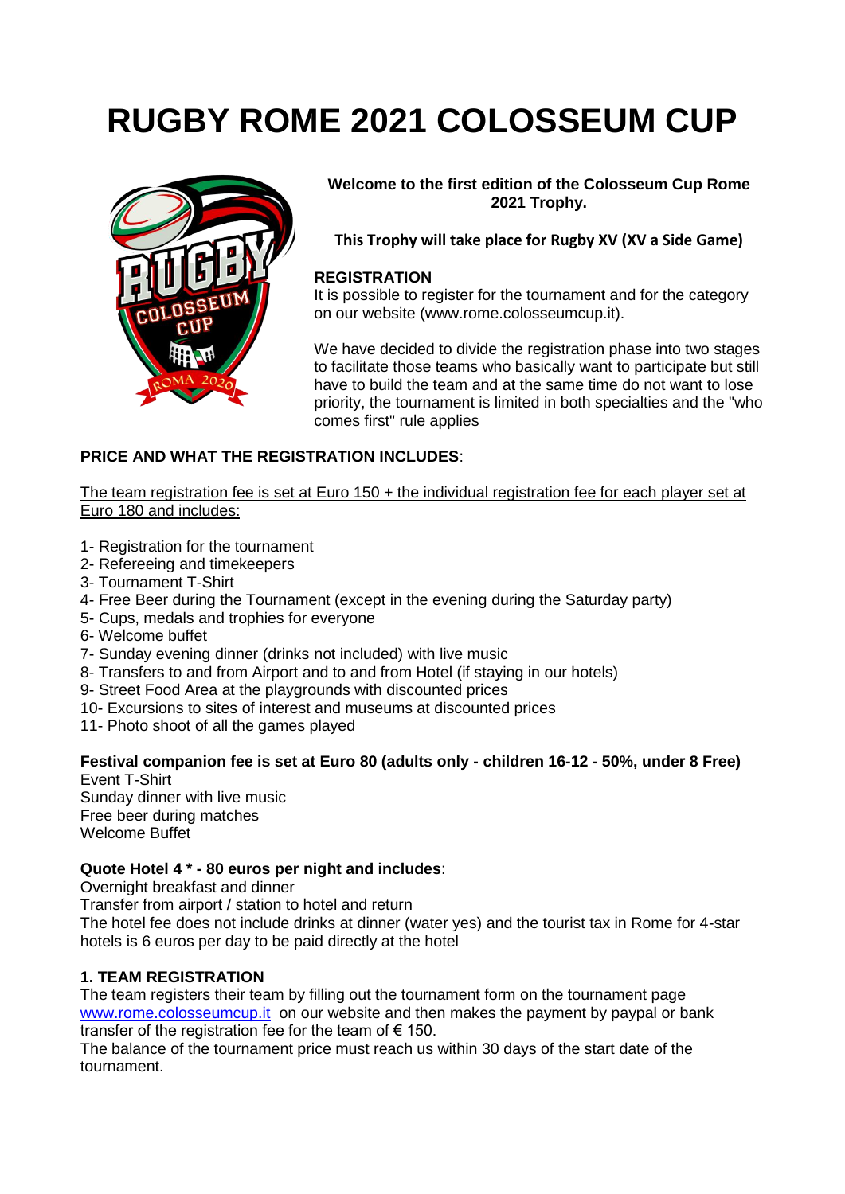# RUGBY ROME 2021 COLOSSEUM CUP

**Welcome to the first edition of the Colosseum Cup Rome 2021 Trophy.**

**This Trophy will take place for Rugby XV (XV a Side Game)**

**REGISTRATION**

It is possible to register for the tournament and for the category on our website (www.rome.colosseumcup.it).

We have decided to divide the registration phase into two stages to facilitate those teams who basically want to participate but still have to build the team and at the same time do not want to lose priority, the tournament is limited in both specialties and the "who comes first" rule applies

**PRICE AND WHAT THE REGISTRATION INCLUDES**:

<u>The team registration fee is set at Euro 150 + the individual registration fee for each player set at Euro 180 and includes:</u>

1- Registration for the tournament
2- Refereeing and timekeepers
3- Tournament T-Shirt
4- Free Beer during the Tournament (except in the evening during the Saturday party)
5- Cups, medals and trophies for everyone
6- Welcome buffet
7- Sunday evening dinner (drinks not included) with live music
8- Transfers to and from Airport and to and from Hotel (if staying in our hotels)
9- Street Food Area at the playgrounds with discounted prices
10- Excursions to sites of interest and museums at discounted prices
11- Photo shoot of all the games played

**Festival companion fee is set at Euro 80 (adults only - children 16-12 - 50%, under 8 Free)**

Event T-Shirt
Sunday dinner with live music
Free beer during matches
Welcome Buffet

**Quote Hotel 4 * - 80 euros per night and includes**:

Overnight breakfast and dinner
Transfer from airport / station to hotel and return
The hotel fee does not include drinks at dinner (water yes) and the tourist tax in Rome for 4-star hotels is 6 euros per day to be paid directly at the hotel

**1. TEAM REGISTRATION**

The team registers their team by filling out the tournament form on the tournament page [www.rome.colosseumcup.it](www.rome.colosseumcup.it) on our website and then makes the payment by paypal or bank transfer of the registration fee for the team of € 150.

The balance of the tournament price must reach us within 30 days of the start date of the tournament.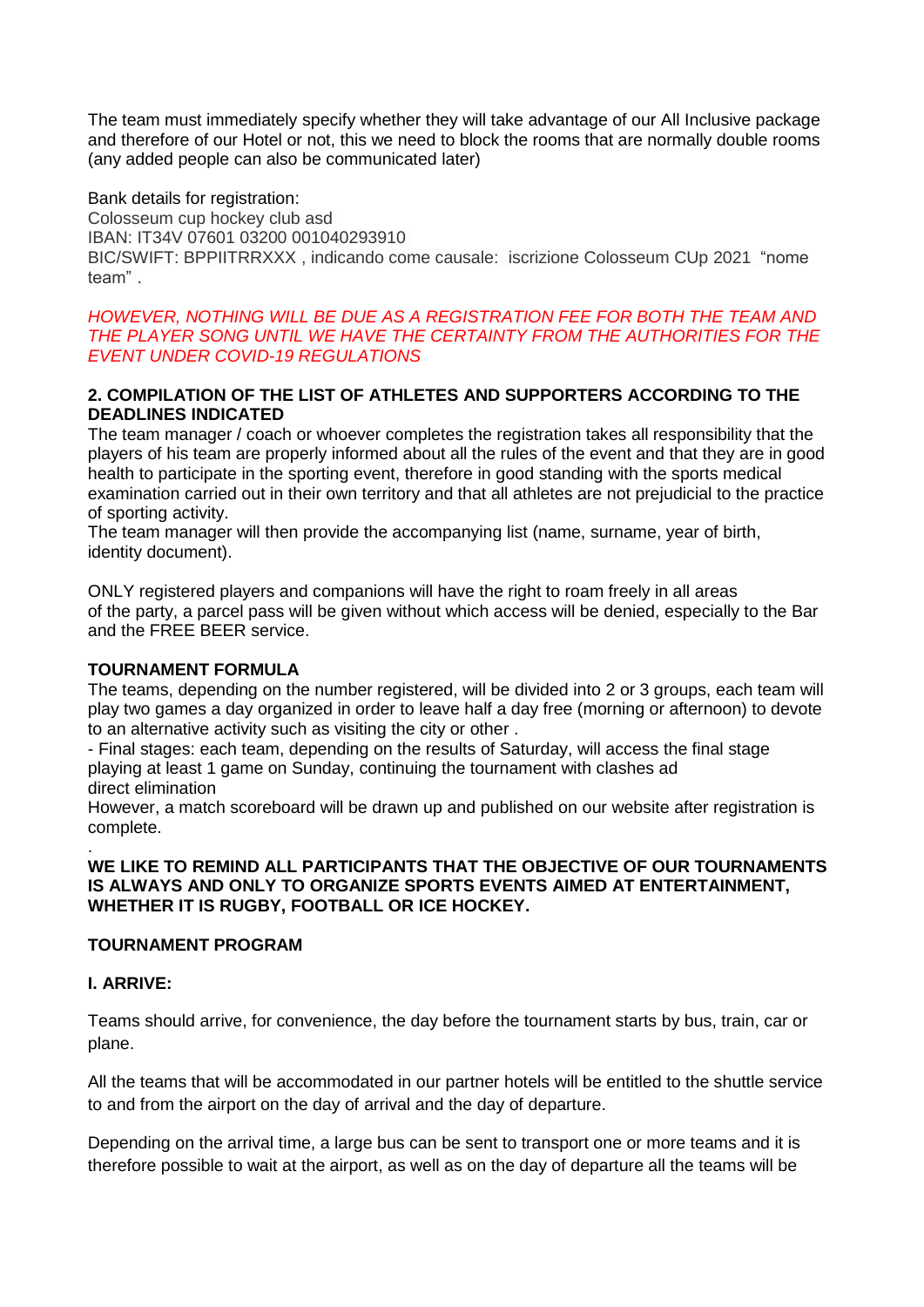The team must immediately specify whether they will take advantage of our All Inclusive package and therefore of our Hotel or not, this we need to block the rooms that are normally double rooms (any added people can also be communicated later)

Bank details for registration:
Colosseum cup hockey club asd
IBAN: IT34V 07601 03200 001040293910
BIC/SWIFT: BPPIITRRXXX , indicando come causale: iscrizione Colosseum CUp 2021 “nome team” .

*HOWEVER, NOTHING WILL BE DUE AS A REGISTRATION FEE FOR BOTH THE TEAM AND THE PLAYER SONG UNTIL WE HAVE THE CERTAINTY FROM THE AUTHORITIES FOR THE EVENT UNDER COVID-19 REGULATIONS*

**2. COMPILATION OF THE LIST OF ATHLETES AND SUPPORTERS ACCORDING TO THE DEADLINES INDICATED**

The team manager / coach or whoever completes the registration takes all responsibility that the players of his team are properly informed about all the rules of the event and that they are in good health to participate in the sporting event, therefore in good standing with the sports medical examination carried out in their own territory and that all athletes are not prejudicial to the practice of sporting activity.
The team manager will then provide the accompanying list (name, surname, year of birth, identity document).

ONLY registered players and companions will have the right to roam freely in all areas of the party, a parcel pass will be given without which access will be denied, especially to the Bar and the FREE BEER service.

**TOURNAMENT FORMULA**

The teams, depending on the number registered, will be divided into 2 or 3 groups, each team will play two games a day organized in order to leave half a day free (morning or afternoon) to devote to an alternative activity such as visiting the city or other .
- Final stages: each team, depending on the results of Saturday, will access the final stage playing at least 1 game on Sunday, continuing the tournament with clashes ad direct elimination

However, a match scoreboard will be drawn up and published on our website after registration is complete.

.

**WE LIKE TO REMIND ALL PARTICIPANTS THAT THE OBJECTIVE OF OUR TOURNAMENTS IS ALWAYS AND ONLY TO ORGANIZE SPORTS EVENTS AIMED AT ENTERTAINMENT, WHETHER IT IS RUGBY, FOOTBALL OR ICE HOCKEY.**

**TOURNAMENT PROGRAM**

**I. ARRIVE:**

Teams should arrive, for convenience, the day before the tournament starts by bus, train, car or plane.

All the teams that will be accommodated in our partner hotels will be entitled to the shuttle service to and from the airport on the day of arrival and the day of departure.

Depending on the arrival time, a large bus can be sent to transport one or more teams and it is therefore possible to wait at the airport, as well as on the day of departure all the teams will be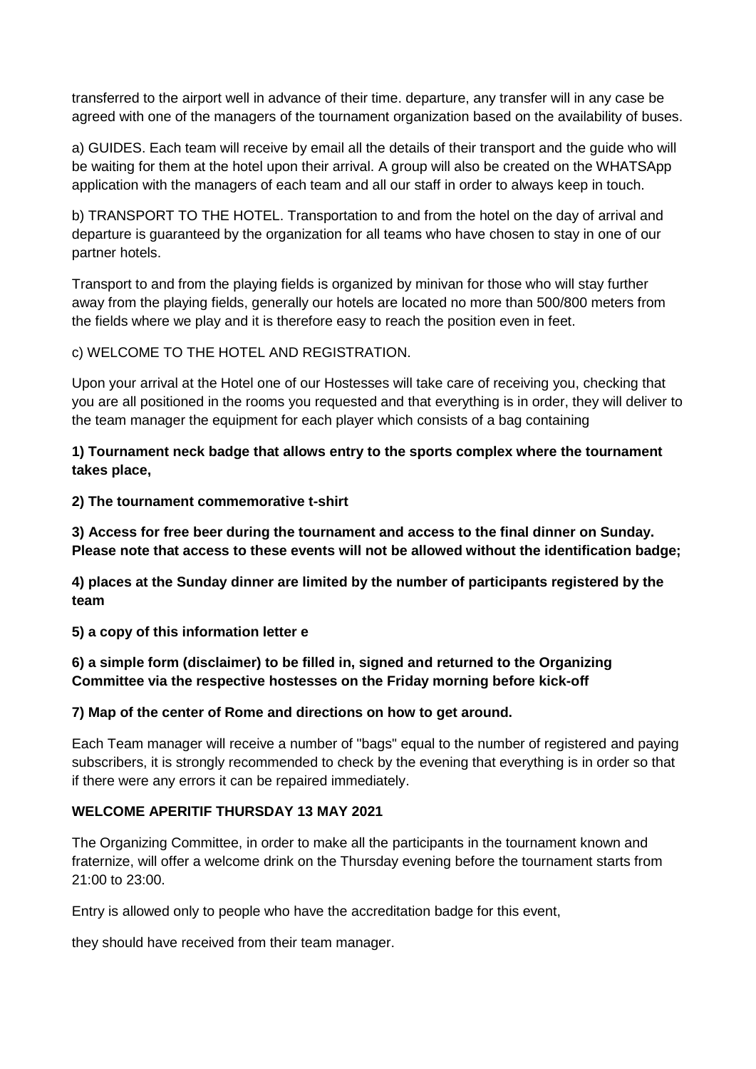transferred to the airport well in advance of their time. departure, any transfer will in any case be agreed with one of the managers of the tournament organization based on the availability of buses.

a) GUIDES. Each team will receive by email all the details of their transport and the guide who will be waiting for them at the hotel upon their arrival. A group will also be created on the WHATSApp application with the managers of each team and all our staff in order to always keep in touch.

b) TRANSPORT TO THE HOTEL. Transportation to and from the hotel on the day of arrival and departure is guaranteed by the organization for all teams who have chosen to stay in one of our partner hotels.

Transport to and from the playing fields is organized by minivan for those who will stay further away from the playing fields, generally our hotels are located no more than 500/800 meters from the fields where we play and it is therefore easy to reach the position even in feet.

c) WELCOME TO THE HOTEL AND REGISTRATION.

Upon your arrival at the Hotel one of our Hostesses will take care of receiving you, checking that you are all positioned in the rooms you requested and that everything is in order, they will deliver to the team manager the equipment for each player which consists of a bag containing

**1) Tournament neck badge that allows entry to the sports complex where the tournament takes place,**

**2) The tournament commemorative t-shirt**

**3) Access for free beer during the tournament and access to the final dinner on Sunday. Please note that access to these events will not be allowed without the identification badge;**

**4) places at the Sunday dinner are limited by the number of participants registered by the team**

**5) a copy of this information letter e**

**6) a simple form (disclaimer) to be filled in, signed and returned to the Organizing Committee via the respective hostesses on the Friday morning before kick-off**

**7) Map of the center of Rome and directions on how to get around.**

Each Team manager will receive a number of "bags" equal to the number of registered and paying subscribers, it is strongly recommended to check by the evening that everything is in order so that if there were any errors it can be repaired immediately.

**WELCOME APERITIF THURSDAY 13 MAY 2021**

The Organizing Committee, in order to make all the participants in the tournament known and fraternize, will offer a welcome drink on the Thursday evening before the tournament starts from 21:00 to 23:00.

Entry is allowed only to people who have the accreditation badge for this event,

they should have received from their team manager.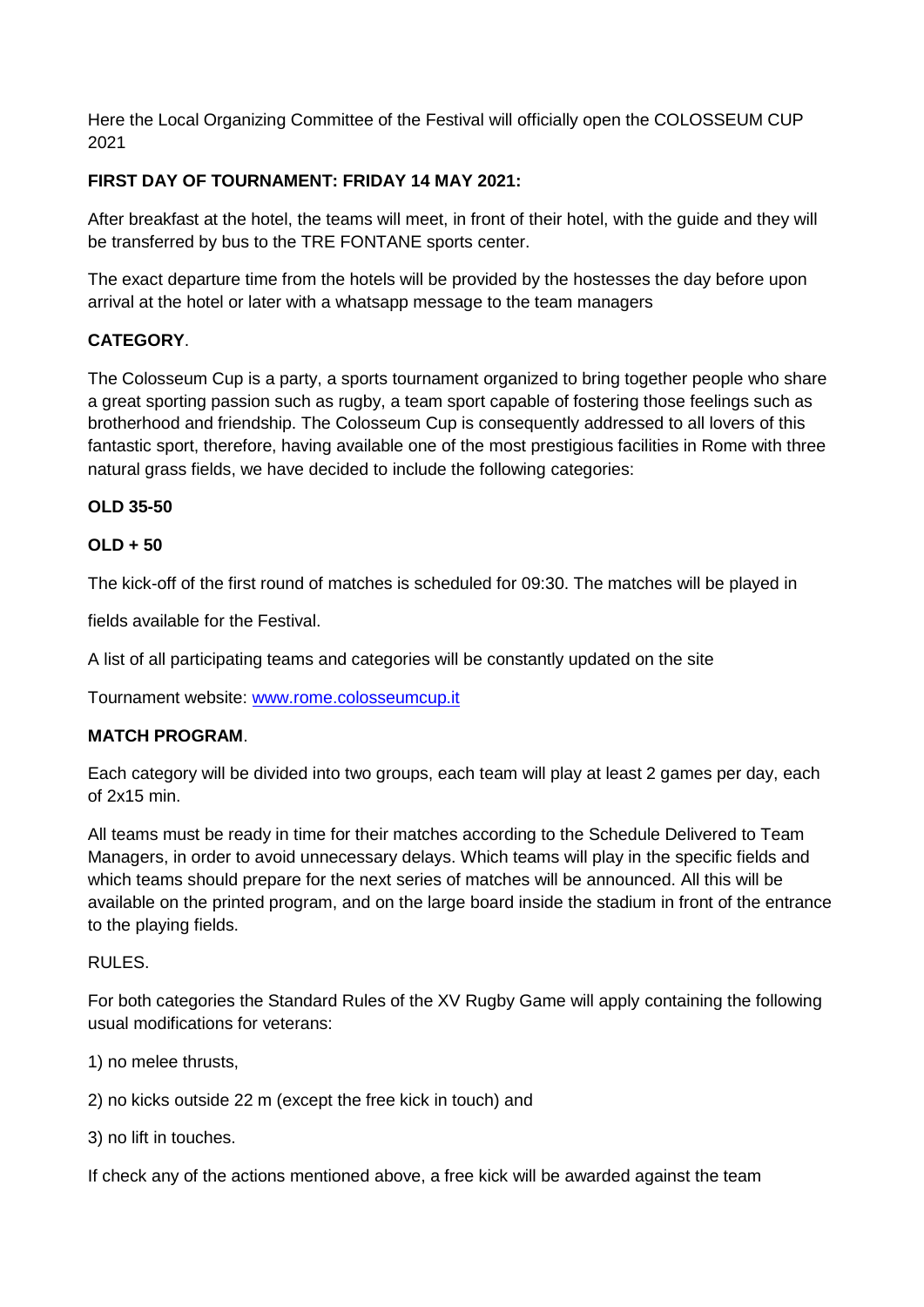Here the Local Organizing Committee of the Festival will officially open the COLOSSEUM CUP 2021

**FIRST DAY OF TOURNAMENT: FRIDAY 14 MAY 2021:**

After breakfast at the hotel, the teams will meet, in front of their hotel, with the guide and they will be transferred by bus to the TRE FONTANE sports center.

The exact departure time from the hotels will be provided by the hostesses the day before upon arrival at the hotel or later with a whatsapp message to the team managers

**CATEGORY**.

The Colosseum Cup is a party, a sports tournament organized to bring together people who share a great sporting passion such as rugby, a team sport capable of fostering those feelings such as brotherhood and friendship. The Colosseum Cup is consequently addressed to all lovers of this fantastic sport, therefore, having available one of the most prestigious facilities in Rome with three natural grass fields, we have decided to include the following categories:

**OLD 35-50**

**OLD + 50**

The kick-off of the first round of matches is scheduled for 09:30. The matches will be played in

fields available for the Festival.

A list of all participating teams and categories will be constantly updated on the site

Tournament website: [www.rome.colosseumcup.it](http://www.rome.colosseumcup.it)

**MATCH PROGRAM**.

Each category will be divided into two groups, each team will play at least 2 games per day, each of 2x15 min.

All teams must be ready in time for their matches according to the Schedule Delivered to Team Managers, in order to avoid unnecessary delays. Which teams will play in the specific fields and which teams should prepare for the next series of matches will be announced. All this will be available on the printed program, and on the large board inside the stadium in front of the entrance to the playing fields.

RULES.

For both categories the Standard Rules of the XV Rugby Game will apply containing the following usual modifications for veterans:

1) no melee thrusts,

2) no kicks outside 22 m (except the free kick in touch) and

3) no lift in touches.

If check any of the actions mentioned above, a free kick will be awarded against the team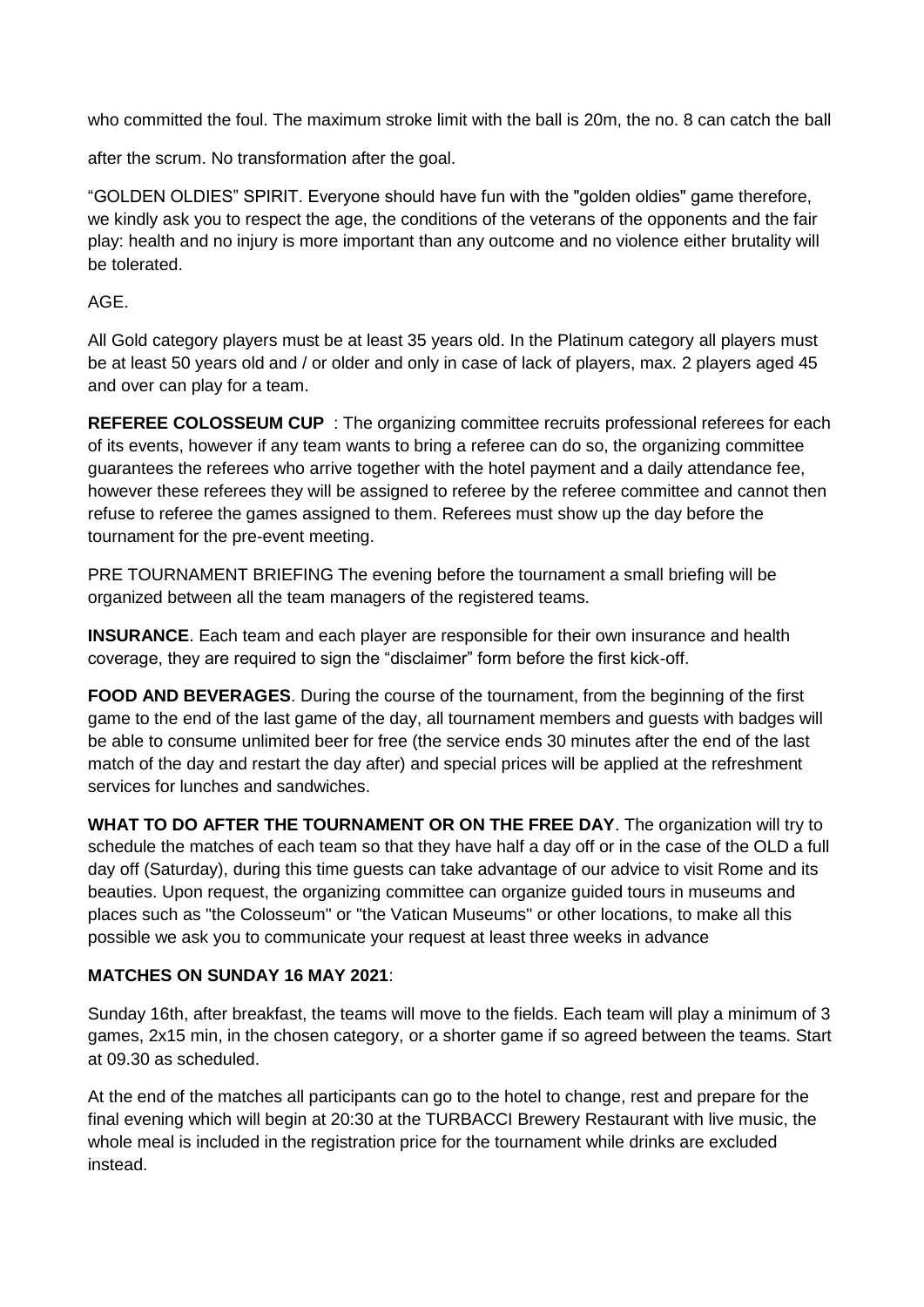who committed the foul. The maximum stroke limit with the ball is 20m, the no. 8 can catch the ball

after the scrum. No transformation after the goal.

“GOLDEN OLDIES” SPIRIT. Everyone should have fun with the "golden oldies" game therefore, we kindly ask you to respect the age, the conditions of the veterans of the opponents and the fair play: health and no injury is more important than any outcome and no violence either brutality will be tolerated.

AGE.

All Gold category players must be at least 35 years old. In the Platinum category all players must be at least 50 years old and / or older and only in case of lack of players, max. 2 players aged 45 and over can play for a team.

**REFEREE COLOSSEUM CUP** : The organizing committee recruits professional referees for each of its events, however if any team wants to bring a referee can do so, the organizing committee guarantees the referees who arrive together with the hotel payment and a daily attendance fee, however these referees they will be assigned to referee by the referee committee and cannot then refuse to referee the games assigned to them. Referees must show up the day before the tournament for the pre-event meeting.

PRE TOURNAMENT BRIEFING The evening before the tournament a small briefing will be organized between all the team managers of the registered teams.

**INSURANCE**. Each team and each player are responsible for their own insurance and health coverage, they are required to sign the “disclaimer” form before the first kick-off.

**FOOD AND BEVERAGES**. During the course of the tournament, from the beginning of the first game to the end of the last game of the day, all tournament members and guests with badges will be able to consume unlimited beer for free (the service ends 30 minutes after the end of the last match of the day and restart the day after) and special prices will be applied at the refreshment services for lunches and sandwiches.

**WHAT TO DO AFTER THE TOURNAMENT OR ON THE FREE DAY**. The organization will try to schedule the matches of each team so that they have half a day off or in the case of the OLD a full day off (Saturday), during this time guests can take advantage of our advice to visit Rome and its beauties. Upon request, the organizing committee can organize guided tours in museums and places such as "the Colosseum" or "the Vatican Museums" or other locations, to make all this possible we ask you to communicate your request at least three weeks in advance

**MATCHES ON SUNDAY 16 MAY 2021**:

Sunday 16th, after breakfast, the teams will move to the fields. Each team will play a minimum of 3 games, 2x15 min, in the chosen category, or a shorter game if so agreed between the teams. Start at 09.30 as scheduled.

At the end of the matches all participants can go to the hotel to change, rest and prepare for the final evening which will begin at 20:30 at the TURBACCI Brewery Restaurant with live music, the whole meal is included in the registration price for the tournament while drinks are excluded instead.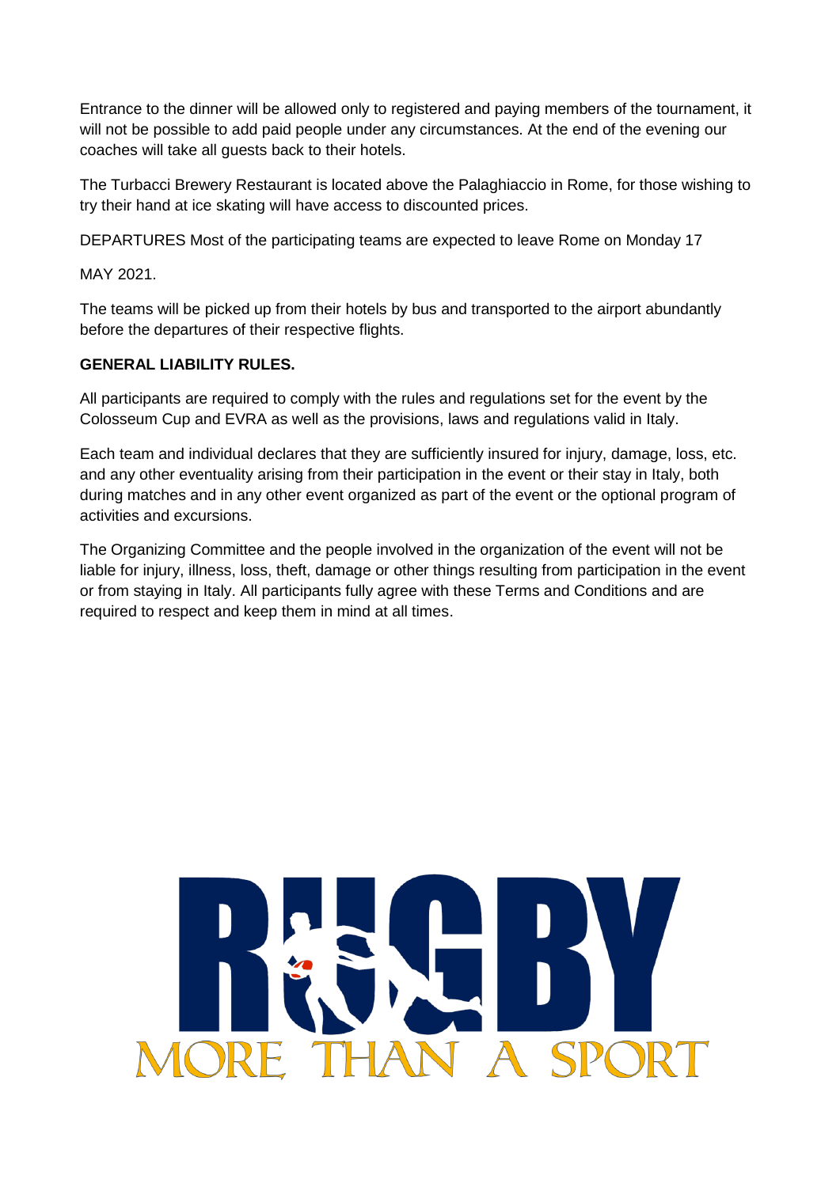Entrance to the dinner will be allowed only to registered and paying members of the tournament, it will not be possible to add paid people under any circumstances. At the end of the evening our coaches will take all guests back to their hotels.

The Turbacci Brewery Restaurant is located above the Palaghiaccio in Rome, for those wishing to try their hand at ice skating will have access to discounted prices.

DEPARTURES Most of the participating teams are expected to leave Rome on Monday 17

MAY 2021.

The teams will be picked up from their hotels by bus and transported to the airport abundantly before the departures of their respective flights.

**GENERAL LIABILITY RULES.**

All participants are required to comply with the rules and regulations set for the event by the Colosseum Cup and EVRA as well as the provisions, laws and regulations valid in Italy.

Each team and individual declares that they are sufficiently insured for injury, damage, loss, etc. and any other eventuality arising from their participation in the event or their stay in Italy, both during matches and in any other event organized as part of the event or the optional program of activities and excursions.

The Organizing Committee and the people involved in the organization of the event will not be liable for injury, illness, loss, theft, damage or other things resulting from participation in the event or from staying in Italy. All participants fully agree with these Terms and Conditions and are required to respect and keep them in mind at all times.

RUGBY

MORE THAN A SPORT